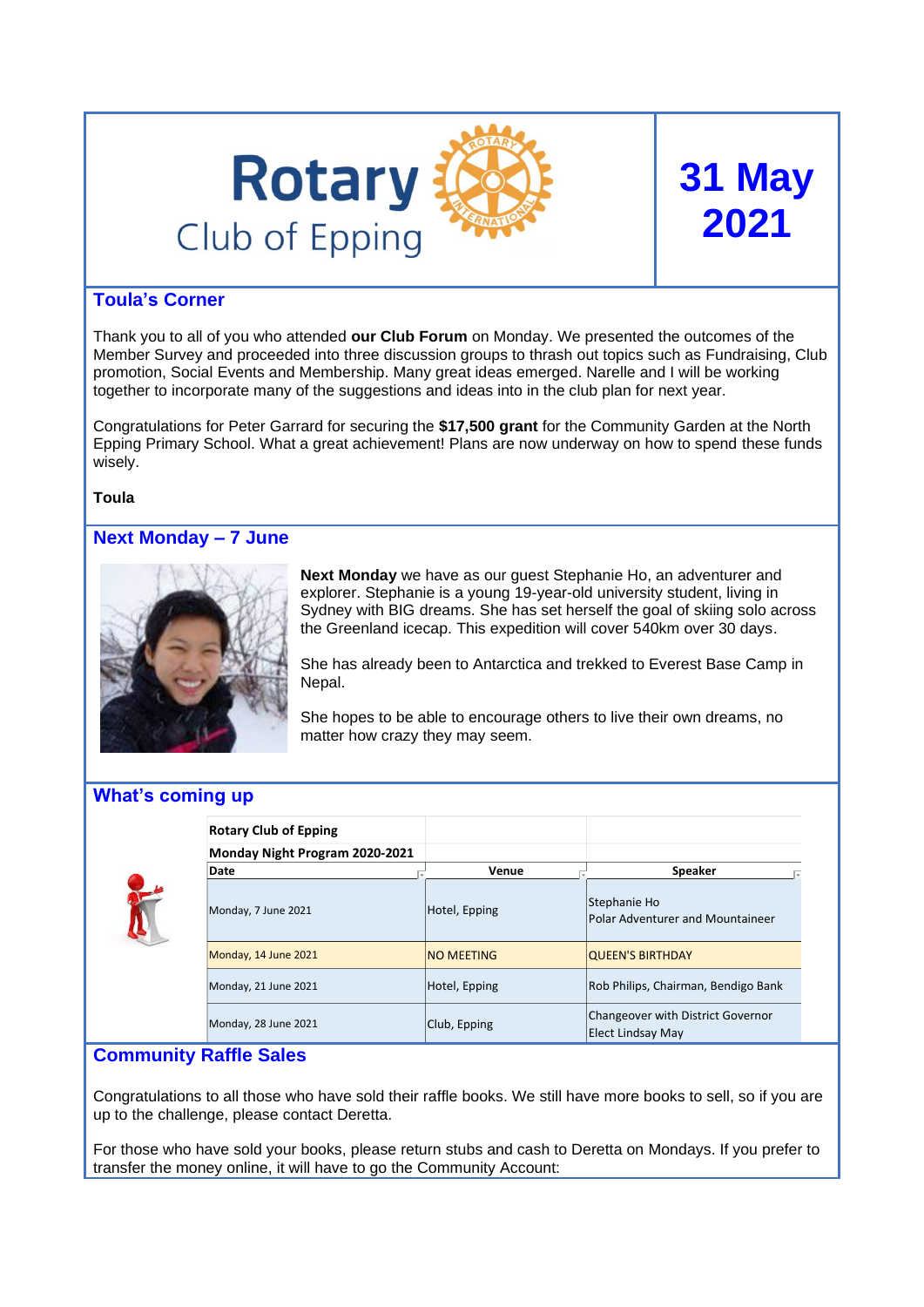# Rotary Club of Epping

**31 May 2021**

## Toula's Corner

Thank you to all of you who attended **our Club Forum** on Monday. We presented the outcomes of the Member Survey and proceeded into three discussion groups to thrash out topics such as Fundraising, Club promotion, Social Events and Membership. Many great ideas emerged. Narelle and I will be working together to incorporate many of the suggestions and ideas into in the club plan for next year.

Congratulations for Peter Garrard for securing the **$17,500 grant** for the Community Garden at the North Epping Primary School. What a great achievement! Plans are now underway on how to spend these funds wisely.

**Toula**

## Next Monday – 7 June

**Next Monday** we have as our guest Stephanie Ho, an adventurer and explorer. Stephanie is a young 19-year-old university student, living in Sydney with BIG dreams. She has set herself the goal of skiing solo across the Greenland icecap. This expedition will cover 540km over 30 days.

She has already been to Antarctica and trekked to Everest Base Camp in Nepal.

She hopes to be able to encourage others to live their own dreams, no matter how crazy they may seem.

## What's coming up

**Rotary Club of Epping**

**Monday Night Program 2020-2021**

| Date | Venue | Speaker |
|---|---|---|
| Monday, 7 June 2021 | Hotel, Epping | Stephanie Ho<br>Polar Adventurer and Mountaineer |
| Monday, 14 June 2021 | NO MEETING | QUEEN'S BIRTHDAY |
| Monday, 21 June 2021 | Hotel, Epping | Rob Philips, Chairman, Bendigo Bank |
| Monday, 28 June 2021 | Club, Epping | Changeover with District Governor Elect Lindsay May |

## Community Raffle Sales

Congratulations to all those who have sold their raffle books. We still have more books to sell, so if you are up to the challenge, please contact Deretta.

For those who have sold your books, please return stubs and cash to Deretta on Mondays. If you prefer to transfer the money online, it will have to go the Community Account: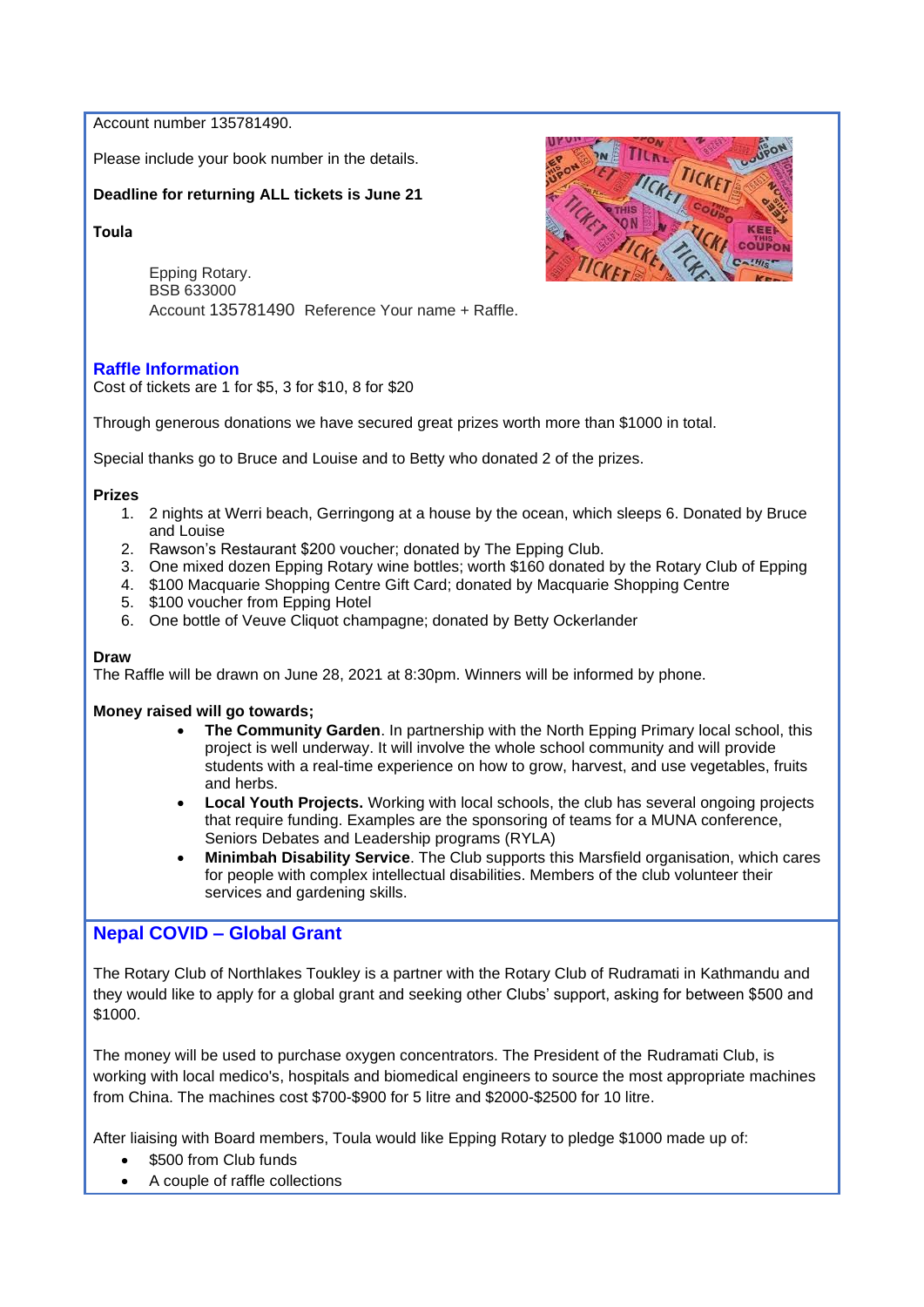Account number 135781490.

Please include your book number in the details.

**Deadline for returning ALL tickets is June 21**

**Toula**

Epping Rotary.
BSB 633000
Account 135781490 Reference Your name + Raffle.

## Raffle Information

Cost of tickets are 1 for $5, 3 for $10, 8 for $20

Through generous donations we have secured great prizes worth more than $1000 in total.

Special thanks go to Bruce and Louise and to Betty who donated 2 of the prizes.

**Prizes**

1. 2 nights at Werri beach, Gerringong at a house by the ocean, which sleeps 6. Donated by Bruce and Louise
2. Rawson's Restaurant $200 voucher; donated by The Epping Club.
3. One mixed dozen Epping Rotary wine bottles; worth $160 donated by the Rotary Club of Epping
4. $100 Macquarie Shopping Centre Gift Card; donated by Macquarie Shopping Centre
5. $100 voucher from Epping Hotel
6. One bottle of Veuve Cliquot champagne; donated by Betty Ockerlander

**Draw**

The Raffle will be drawn on June 28, 2021 at 8:30pm. Winners will be informed by phone.

**Money raised will go towards;**

- **The Community Garden**. In partnership with the North Epping Primary local school, this project is well underway. It will involve the whole school community and will provide students with a real-time experience on how to grow, harvest, and use vegetables, fruits and herbs.
- **Local Youth Projects.** Working with local schools, the club has several ongoing projects that require funding. Examples are the sponsoring of teams for a MUNA conference, Seniors Debates and Leadership programs (RYLA)
- **Minimbah Disability Service**. The Club supports this Marsfield organisation, which cares for people with complex intellectual disabilities. Members of the club volunteer their services and gardening skills.

## Nepal COVID – Global Grant

The Rotary Club of Northlakes Toukley is a partner with the Rotary Club of Rudramati in Kathmandu and they would like to apply for a global grant and seeking other Clubs' support, asking for between $500 and $1000.

The money will be used to purchase oxygen concentrators. The President of the Rudramati Club, is working with local medico's, hospitals and biomedical engineers to source the most appropriate machines from China. The machines cost $700-$900 for 5 litre and $2000-$2500 for 10 litre.

After liaising with Board members, Toula would like Epping Rotary to pledge $1000 made up of:

- $500 from Club funds
- A couple of raffle collections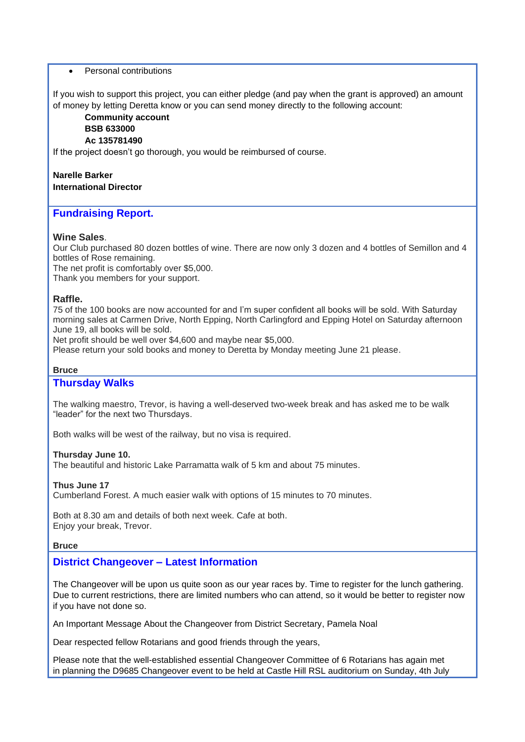- Personal contributions

If you wish to support this project, you can either pledge (and pay when the grant is approved) an amount of money by letting Deretta know or you can send money directly to the following account:

**Community account**
**BSB 633000**
**Ac 135781490**

If the project doesn't go thorough, you would be reimbursed of course.

**Narelle Barker**
**International Director**

## Fundraising Report.

### Wine Sales.

Our Club purchased 80 dozen bottles of wine. There are now only 3 dozen and 4 bottles of Semillon and 4 bottles of Rose remaining.
The net profit is comfortably over $5,000.
Thank you members for your support.

### Raffle.

75 of the 100 books are now accounted for and I'm super confident all books will be sold. With Saturday morning sales at Carmen Drive, North Epping, North Carlingford and Epping Hotel on Saturday afternoon June 19, all books will be sold.
Net profit should be well over $4,600 and maybe near $5,000.
Please return your sold books and money to Deretta by Monday meeting June 21 please.

**Bruce**

## Thursday Walks

The walking maestro, Trevor, is having a well-deserved two-week break and has asked me to be walk "leader" for the next two Thursdays.

Both walks will be west of the railway, but no visa is required.

**Thursday June 10.**
The beautiful and historic Lake Parramatta walk of 5 km and about 75 minutes.

**Thus June 17**
Cumberland Forest. A much easier walk with options of 15 minutes to 70 minutes.

Both at 8.30 am and details of both next week. Cafe at both.
Enjoy your break, Trevor.

**Bruce**

## District Changeover – Latest Information

The Changeover will be upon us quite soon as our year races by. Time to register for the lunch gathering. Due to current restrictions, there are limited numbers who can attend, so it would be better to register now if you have not done so.

An Important Message About the Changeover from District Secretary, Pamela Noal

Dear respected fellow Rotarians and good friends through the years,

Please note that the well-established essential Changeover Committee of 6 Rotarians has again met in planning the D9685 Changeover event to be held at Castle Hill RSL auditorium on Sunday, 4th July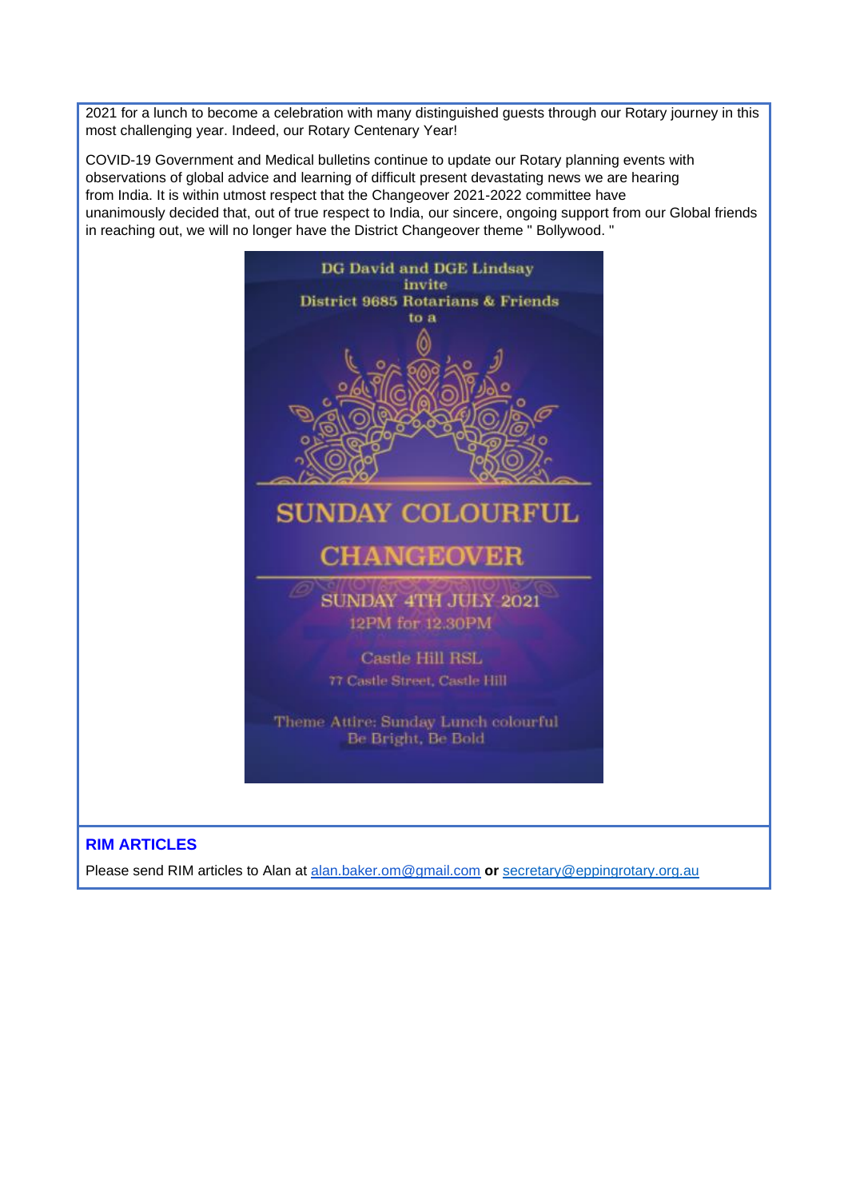2021 for a lunch to become a celebration with many distinguished guests through our Rotary journey in this most challenging year. Indeed, our Rotary Centenary Year!

COVID-19 Government and Medical bulletins continue to update our Rotary planning events with observations of global advice and learning of difficult present devastating news we are hearing from India. It is within utmost respect that the Changeover 2021-2022 committee have unanimously decided that, out of true respect to India, our sincere, ongoing support from our Global friends in reaching out, we will no longer have the District Changeover theme " Bollywood. "

DG David and DGE Lindsay invite District 9685 Rotarians & Friends to a

SUNDAY COLOURFUL CHANGEOVER

SUNDAY 4TH JULY 2021
12PM for 12.30PM

Castle Hill RSL
77 Castle Street, Castle Hill

Theme Attire: Sunday Lunch colourful
Be Bright, Be Bold

## RIM ARTICLES

Please send RIM articles to Alan at alan.baker.om@gmail.com **or** secretary@eppingrotary.org.au